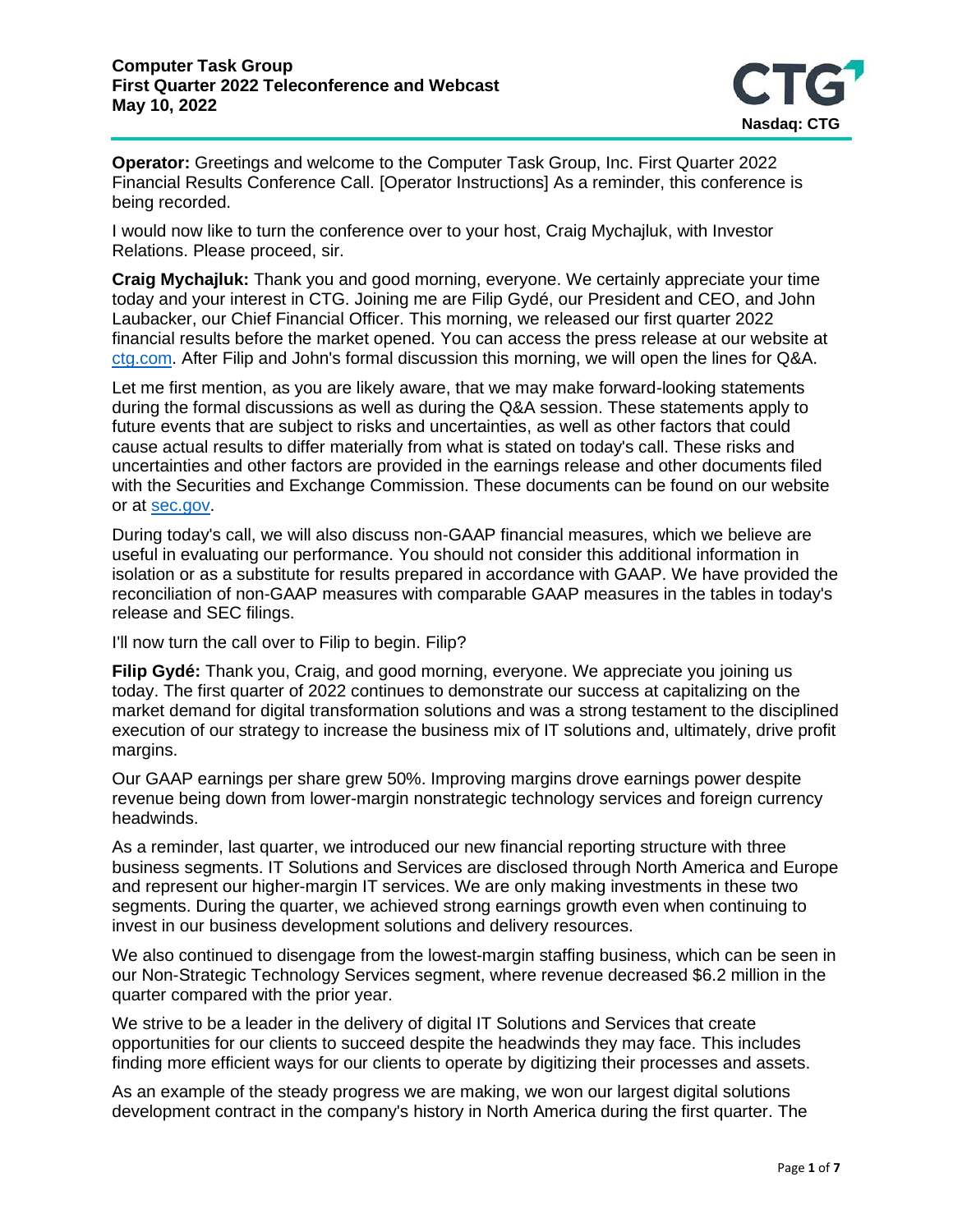# Computer Task Group
## First Quarter 2022 Teleconference and Webcast
## May 10, 2022

**Operator:** Greetings and welcome to the Computer Task Group, Inc. First Quarter 2022 Financial Results Conference Call. [Operator Instructions] As a reminder, this conference is being recorded.

I would now like to turn the conference over to your host, Craig Mychajluk, with Investor Relations. Please proceed, sir.

**Craig Mychajluk:** Thank you and good morning, everyone. We certainly appreciate your time today and your interest in CTG. Joining me are Filip Gydé, our President and CEO, and John Laubacker, our Chief Financial Officer. This morning, we released our first quarter 2022 financial results before the market opened. You can access the press release at our website at ctg.com. After Filip and John's formal discussion this morning, we will open the lines for Q&A.

Let me first mention, as you are likely aware, that we may make forward-looking statements during the formal discussions as well as during the Q&A session. These statements apply to future events that are subject to risks and uncertainties, as well as other factors that could cause actual results to differ materially from what is stated on today's call. These risks and uncertainties and other factors are provided in the earnings release and other documents filed with the Securities and Exchange Commission. These documents can be found on our website or at sec.gov.

During today's call, we will also discuss non-GAAP financial measures, which we believe are useful in evaluating our performance. You should not consider this additional information in isolation or as a substitute for results prepared in accordance with GAAP. We have provided the reconciliation of non-GAAP measures with comparable GAAP measures in the tables in today's release and SEC filings.

I'll now turn the call over to Filip to begin. Filip?

**Filip Gydé:** Thank you, Craig, and good morning, everyone. We appreciate you joining us today. The first quarter of 2022 continues to demonstrate our success at capitalizing on the market demand for digital transformation solutions and was a strong testament to the disciplined execution of our strategy to increase the business mix of IT solutions and, ultimately, drive profit margins.

Our GAAP earnings per share grew 50%. Improving margins drove earnings power despite revenue being down from lower-margin nonstrategic technology services and foreign currency headwinds.

As a reminder, last quarter, we introduced our new financial reporting structure with three business segments. IT Solutions and Services are disclosed through North America and Europe and represent our higher-margin IT services. We are only making investments in these two segments. During the quarter, we achieved strong earnings growth even when continuing to invest in our business development solutions and delivery resources.

We also continued to disengage from the lowest-margin staffing business, which can be seen in our Non-Strategic Technology Services segment, where revenue decreased $6.2 million in the quarter compared with the prior year.

We strive to be a leader in the delivery of digital IT Solutions and Services that create opportunities for our clients to succeed despite the headwinds they may face. This includes finding more efficient ways for our clients to operate by digitizing their processes and assets.

As an example of the steady progress we are making, we won our largest digital solutions development contract in the company's history in North America during the first quarter. The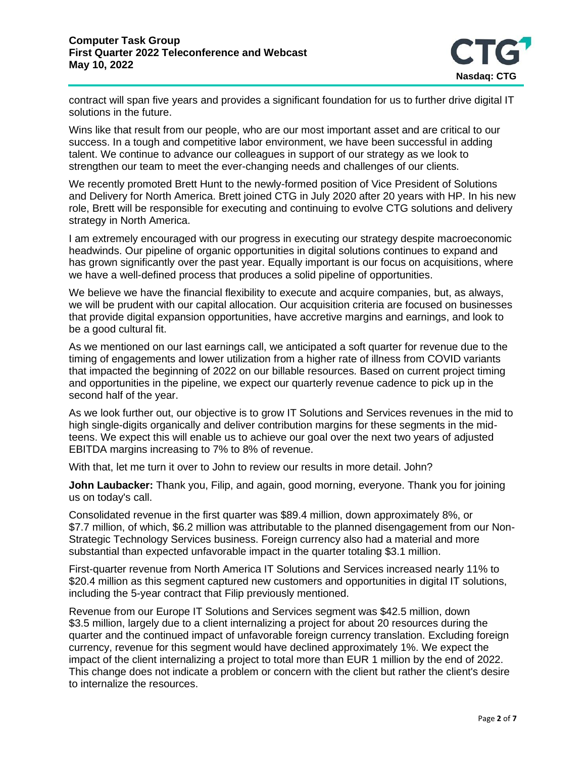contract will span five years and provides a significant foundation for us to further drive digital IT solutions in the future.

Wins like that result from our people, who are our most important asset and are critical to our success. In a tough and competitive labor environment, we have been successful in adding talent. We continue to advance our colleagues in support of our strategy as we look to strengthen our team to meet the ever-changing needs and challenges of our clients.

We recently promoted Brett Hunt to the newly-formed position of Vice President of Solutions and Delivery for North America. Brett joined CTG in July 2020 after 20 years with HP. In his new role, Brett will be responsible for executing and continuing to evolve CTG solutions and delivery strategy in North America.

I am extremely encouraged with our progress in executing our strategy despite macroeconomic headwinds. Our pipeline of organic opportunities in digital solutions continues to expand and has grown significantly over the past year. Equally important is our focus on acquisitions, where we have a well-defined process that produces a solid pipeline of opportunities.

We believe we have the financial flexibility to execute and acquire companies, but, as always, we will be prudent with our capital allocation. Our acquisition criteria are focused on businesses that provide digital expansion opportunities, have accretive margins and earnings, and look to be a good cultural fit.

As we mentioned on our last earnings call, we anticipated a soft quarter for revenue due to the timing of engagements and lower utilization from a higher rate of illness from COVID variants that impacted the beginning of 2022 on our billable resources. Based on current project timing and opportunities in the pipeline, we expect our quarterly revenue cadence to pick up in the second half of the year.

As we look further out, our objective is to grow IT Solutions and Services revenues in the mid to high single-digits organically and deliver contribution margins for these segments in the mid-teens. We expect this will enable us to achieve our goal over the next two years of adjusted EBITDA margins increasing to 7% to 8% of revenue.

With that, let me turn it over to John to review our results in more detail. John?

**John Laubacker:** Thank you, Filip, and again, good morning, everyone. Thank you for joining us on today's call.

Consolidated revenue in the first quarter was $89.4 million, down approximately 8%, or $7.7 million, of which, $6.2 million was attributable to the planned disengagement from our Non-Strategic Technology Services business. Foreign currency also had a material and more substantial than expected unfavorable impact in the quarter totaling $3.1 million.

First-quarter revenue from North America IT Solutions and Services increased nearly 11% to $20.4 million as this segment captured new customers and opportunities in digital IT solutions, including the 5-year contract that Filip previously mentioned.

Revenue from our Europe IT Solutions and Services segment was $42.5 million, down $3.5 million, largely due to a client internalizing a project for about 20 resources during the quarter and the continued impact of unfavorable foreign currency translation. Excluding foreign currency, revenue for this segment would have declined approximately 1%. We expect the impact of the client internalizing a project to total more than EUR 1 million by the end of 2022. This change does not indicate a problem or concern with the client but rather the client's desire to internalize the resources.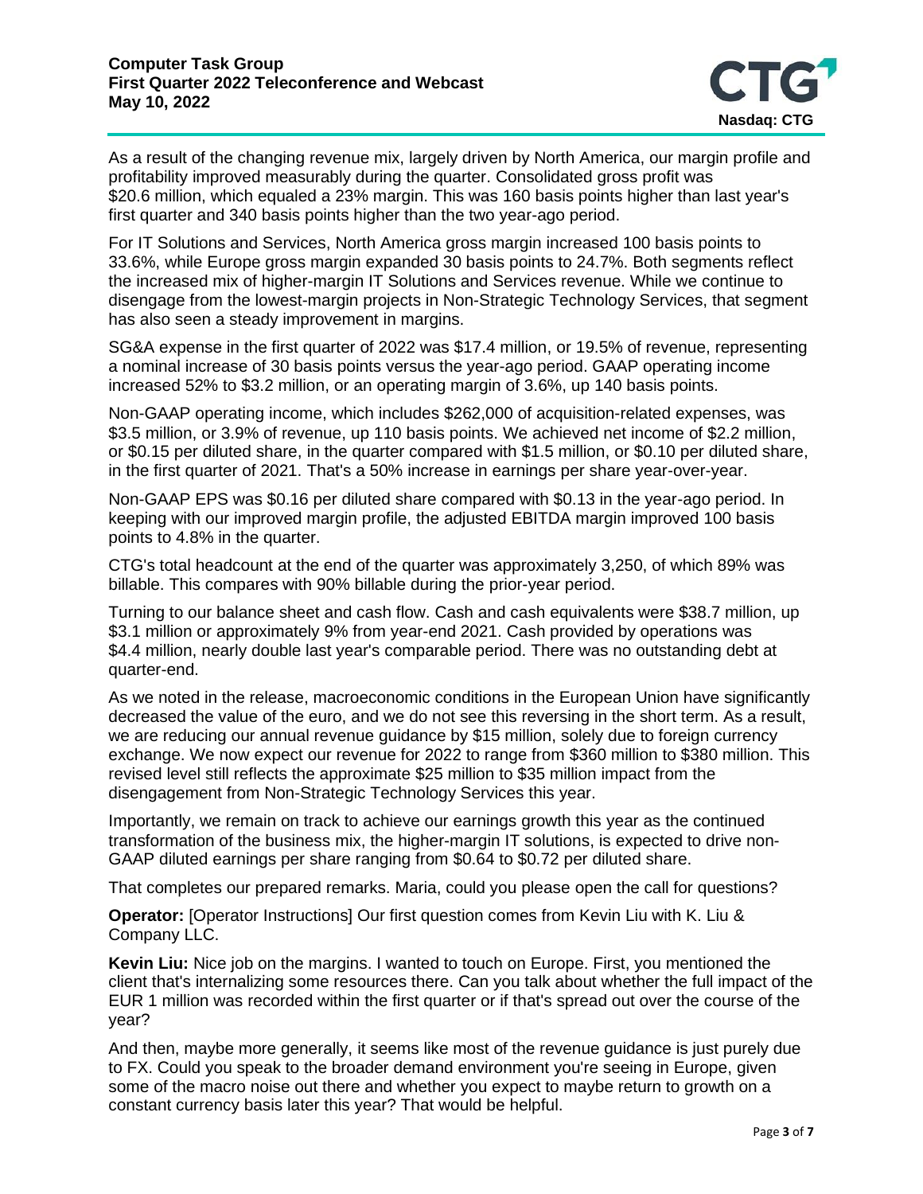As a result of the changing revenue mix, largely driven by North America, our margin profile and profitability improved measurably during the quarter. Consolidated gross profit was $20.6 million, which equaled a 23% margin. This was 160 basis points higher than last year's first quarter and 340 basis points higher than the two year-ago period.

For IT Solutions and Services, North America gross margin increased 100 basis points to 33.6%, while Europe gross margin expanded 30 basis points to 24.7%. Both segments reflect the increased mix of higher-margin IT Solutions and Services revenue. While we continue to disengage from the lowest-margin projects in Non-Strategic Technology Services, that segment has also seen a steady improvement in margins.

SG&A expense in the first quarter of 2022 was $17.4 million, or 19.5% of revenue, representing a nominal increase of 30 basis points versus the year-ago period. GAAP operating income increased 52% to $3.2 million, or an operating margin of 3.6%, up 140 basis points.

Non-GAAP operating income, which includes $262,000 of acquisition-related expenses, was $3.5 million, or 3.9% of revenue, up 110 basis points. We achieved net income of $2.2 million, or $0.15 per diluted share, in the quarter compared with $1.5 million, or $0.10 per diluted share, in the first quarter of 2021. That's a 50% increase in earnings per share year-over-year.

Non-GAAP EPS was $0.16 per diluted share compared with $0.13 in the year-ago period. In keeping with our improved margin profile, the adjusted EBITDA margin improved 100 basis points to 4.8% in the quarter.

CTG's total headcount at the end of the quarter was approximately 3,250, of which 89% was billable. This compares with 90% billable during the prior-year period.

Turning to our balance sheet and cash flow. Cash and cash equivalents were $38.7 million, up $3.1 million or approximately 9% from year-end 2021. Cash provided by operations was $4.4 million, nearly double last year's comparable period. There was no outstanding debt at quarter-end.

As we noted in the release, macroeconomic conditions in the European Union have significantly decreased the value of the euro, and we do not see this reversing in the short term. As a result, we are reducing our annual revenue guidance by $15 million, solely due to foreign currency exchange. We now expect our revenue for 2022 to range from $360 million to $380 million. This revised level still reflects the approximate $25 million to $35 million impact from the disengagement from Non-Strategic Technology Services this year.

Importantly, we remain on track to achieve our earnings growth this year as the continued transformation of the business mix, the higher-margin IT solutions, is expected to drive non-GAAP diluted earnings per share ranging from $0.64 to $0.72 per diluted share.

That completes our prepared remarks. Maria, could you please open the call for questions?

**Operator:** [Operator Instructions] Our first question comes from Kevin Liu with K. Liu & Company LLC.

**Kevin Liu:** Nice job on the margins. I wanted to touch on Europe. First, you mentioned the client that's internalizing some resources there. Can you talk about whether the full impact of the EUR 1 million was recorded within the first quarter or if that's spread out over the course of the year?

And then, maybe more generally, it seems like most of the revenue guidance is just purely due to FX. Could you speak to the broader demand environment you're seeing in Europe, given some of the macro noise out there and whether you expect to maybe return to growth on a constant currency basis later this year? That would be helpful.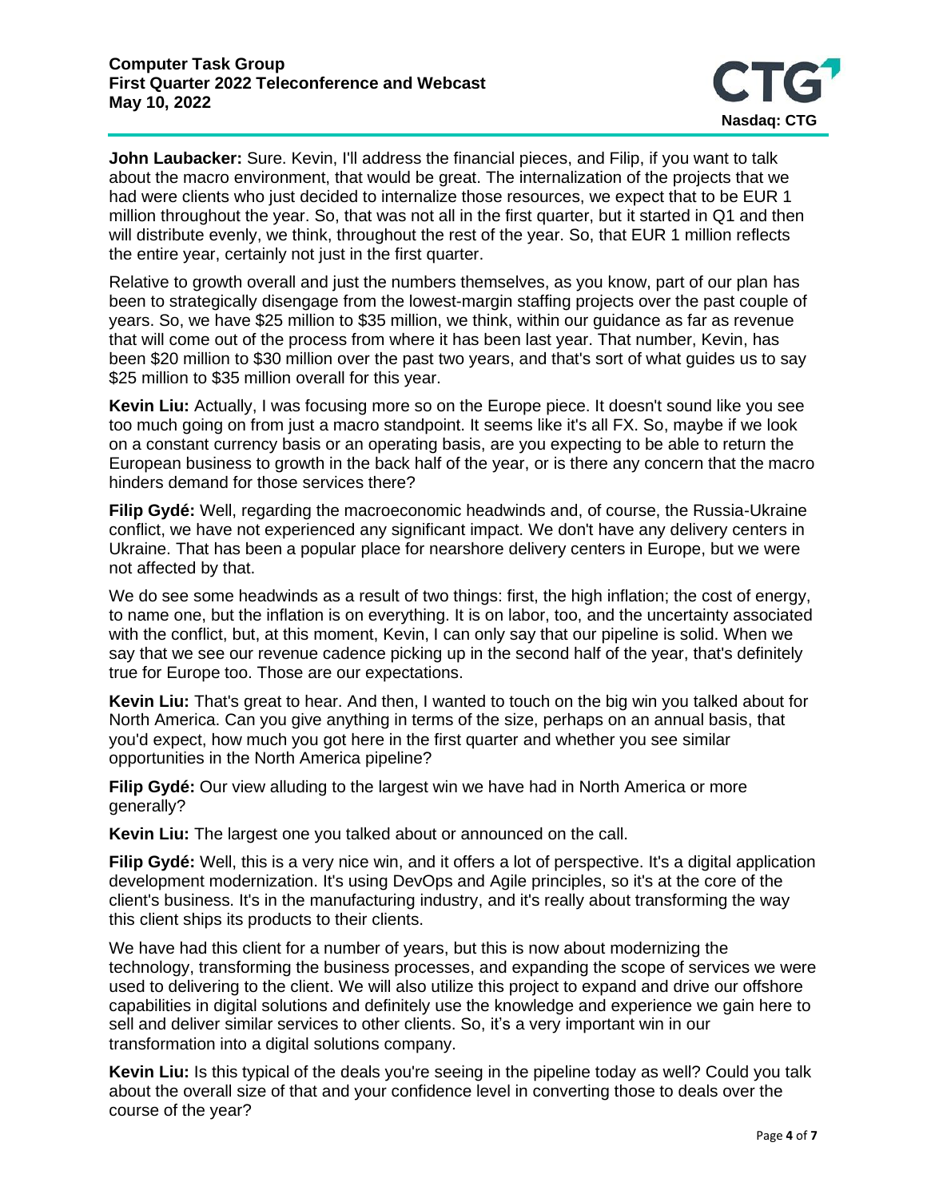**John Laubacker:** Sure. Kevin, I'll address the financial pieces, and Filip, if you want to talk about the macro environment, that would be great. The internalization of the projects that we had were clients who just decided to internalize those resources, we expect that to be EUR 1 million throughout the year. So, that was not all in the first quarter, but it started in Q1 and then will distribute evenly, we think, throughout the rest of the year. So, that EUR 1 million reflects the entire year, certainly not just in the first quarter.

Relative to growth overall and just the numbers themselves, as you know, part of our plan has been to strategically disengage from the lowest-margin staffing projects over the past couple of years. So, we have $25 million to $35 million, we think, within our guidance as far as revenue that will come out of the process from where it has been last year. That number, Kevin, has been $20 million to $30 million over the past two years, and that's sort of what guides us to say $25 million to $35 million overall for this year.

**Kevin Liu:** Actually, I was focusing more so on the Europe piece. It doesn't sound like you see too much going on from just a macro standpoint. It seems like it's all FX. So, maybe if we look on a constant currency basis or an operating basis, are you expecting to be able to return the European business to growth in the back half of the year, or is there any concern that the macro hinders demand for those services there?

**Filip Gydé:** Well, regarding the macroeconomic headwinds and, of course, the Russia-Ukraine conflict, we have not experienced any significant impact. We don't have any delivery centers in Ukraine. That has been a popular place for nearshore delivery centers in Europe, but we were not affected by that.

We do see some headwinds as a result of two things: first, the high inflation; the cost of energy, to name one, but the inflation is on everything. It is on labor, too, and the uncertainty associated with the conflict, but, at this moment, Kevin, I can only say that our pipeline is solid. When we say that we see our revenue cadence picking up in the second half of the year, that's definitely true for Europe too. Those are our expectations.

**Kevin Liu:** That's great to hear. And then, I wanted to touch on the big win you talked about for North America. Can you give anything in terms of the size, perhaps on an annual basis, that you'd expect, how much you got here in the first quarter and whether you see similar opportunities in the North America pipeline?

**Filip Gydé:** Our view alluding to the largest win we have had in North America or more generally?

**Kevin Liu:** The largest one you talked about or announced on the call.

**Filip Gydé:** Well, this is a very nice win, and it offers a lot of perspective. It's a digital application development modernization. It's using DevOps and Agile principles, so it's at the core of the client's business. It's in the manufacturing industry, and it's really about transforming the way this client ships its products to their clients.

We have had this client for a number of years, but this is now about modernizing the technology, transforming the business processes, and expanding the scope of services we were used to delivering to the client. We will also utilize this project to expand and drive our offshore capabilities in digital solutions and definitely use the knowledge and experience we gain here to sell and deliver similar services to other clients. So, it's a very important win in our transformation into a digital solutions company.

**Kevin Liu:** Is this typical of the deals you're seeing in the pipeline today as well? Could you talk about the overall size of that and your confidence level in converting those to deals over the course of the year?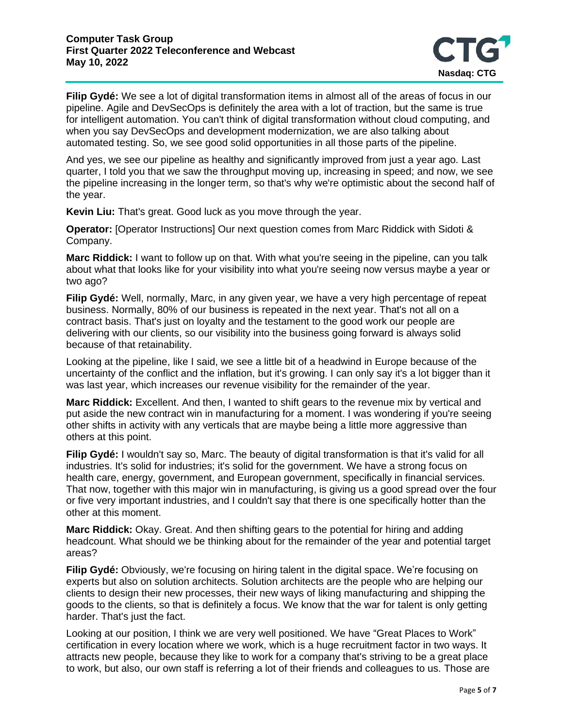**Filip Gydé:** We see a lot of digital transformation items in almost all of the areas of focus in our pipeline. Agile and DevSecOps is definitely the area with a lot of traction, but the same is true for intelligent automation. You can't think of digital transformation without cloud computing, and when you say DevSecOps and development modernization, we are also talking about automated testing. So, we see good solid opportunities in all those parts of the pipeline.

And yes, we see our pipeline as healthy and significantly improved from just a year ago. Last quarter, I told you that we saw the throughput moving up, increasing in speed; and now, we see the pipeline increasing in the longer term, so that's why we're optimistic about the second half of the year.

**Kevin Liu:** That's great. Good luck as you move through the year.

**Operator:** [Operator Instructions] Our next question comes from Marc Riddick with Sidoti & Company.

**Marc Riddick:** I want to follow up on that. With what you're seeing in the pipeline, can you talk about what that looks like for your visibility into what you're seeing now versus maybe a year or two ago?

**Filip Gydé:** Well, normally, Marc, in any given year, we have a very high percentage of repeat business. Normally, 80% of our business is repeated in the next year. That's not all on a contract basis. That's just on loyalty and the testament to the good work our people are delivering with our clients, so our visibility into the business going forward is always solid because of that retainability.

Looking at the pipeline, like I said, we see a little bit of a headwind in Europe because of the uncertainty of the conflict and the inflation, but it's growing. I can only say it's a lot bigger than it was last year, which increases our revenue visibility for the remainder of the year.

**Marc Riddick:** Excellent. And then, I wanted to shift gears to the revenue mix by vertical and put aside the new contract win in manufacturing for a moment. I was wondering if you're seeing other shifts in activity with any verticals that are maybe being a little more aggressive than others at this point.

**Filip Gydé:** I wouldn't say so, Marc. The beauty of digital transformation is that it's valid for all industries. It's solid for industries; it's solid for the government. We have a strong focus on health care, energy, government, and European government, specifically in financial services. That now, together with this major win in manufacturing, is giving us a good spread over the four or five very important industries, and I couldn't say that there is one specifically hotter than the other at this moment.

**Marc Riddick:** Okay. Great. And then shifting gears to the potential for hiring and adding headcount. What should we be thinking about for the remainder of the year and potential target areas?

**Filip Gydé:** Obviously, we're focusing on hiring talent in the digital space. We're focusing on experts but also on solution architects. Solution architects are the people who are helping our clients to design their new processes, their new ways of liking manufacturing and shipping the goods to the clients, so that is definitely a focus. We know that the war for talent is only getting harder. That's just the fact.

Looking at our position, I think we are very well positioned. We have "Great Places to Work" certification in every location where we work, which is a huge recruitment factor in two ways. It attracts new people, because they like to work for a company that's striving to be a great place to work, but also, our own staff is referring a lot of their friends and colleagues to us. Those are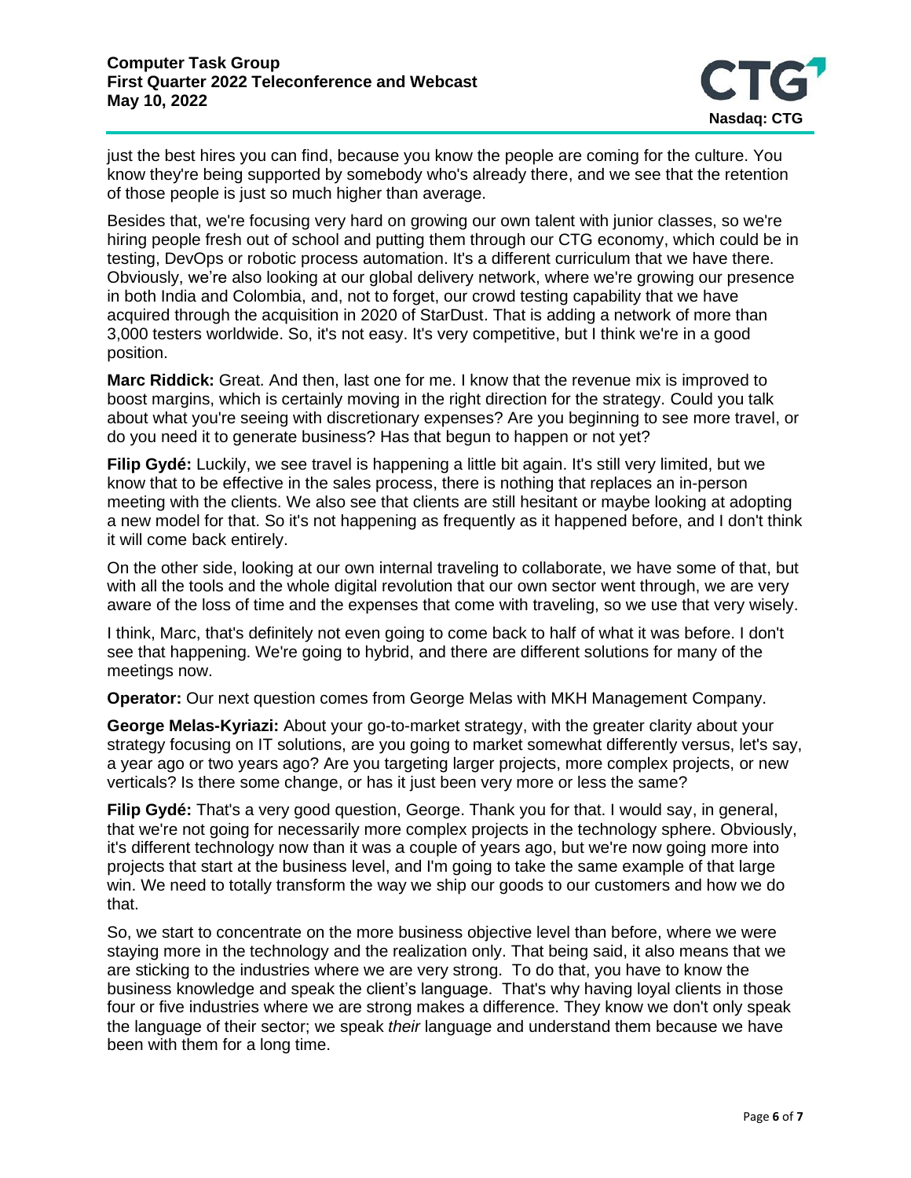just the best hires you can find, because you know the people are coming for the culture. You know they're being supported by somebody who's already there, and we see that the retention of those people is just so much higher than average.

Besides that, we're focusing very hard on growing our own talent with junior classes, so we're hiring people fresh out of school and putting them through our CTG economy, which could be in testing, DevOps or robotic process automation. It's a different curriculum that we have there. Obviously, we're also looking at our global delivery network, where we're growing our presence in both India and Colombia, and, not to forget, our crowd testing capability that we have acquired through the acquisition in 2020 of StarDust. That is adding a network of more than 3,000 testers worldwide. So, it's not easy. It's very competitive, but I think we're in a good position.

**Marc Riddick:** Great. And then, last one for me. I know that the revenue mix is improved to boost margins, which is certainly moving in the right direction for the strategy. Could you talk about what you're seeing with discretionary expenses? Are you beginning to see more travel, or do you need it to generate business? Has that begun to happen or not yet?

**Filip Gydé:** Luckily, we see travel is happening a little bit again. It's still very limited, but we know that to be effective in the sales process, there is nothing that replaces an in-person meeting with the clients. We also see that clients are still hesitant or maybe looking at adopting a new model for that. So it's not happening as frequently as it happened before, and I don't think it will come back entirely.

On the other side, looking at our own internal traveling to collaborate, we have some of that, but with all the tools and the whole digital revolution that our own sector went through, we are very aware of the loss of time and the expenses that come with traveling, so we use that very wisely.

I think, Marc, that's definitely not even going to come back to half of what it was before. I don't see that happening. We're going to hybrid, and there are different solutions for many of the meetings now.

**Operator:** Our next question comes from George Melas with MKH Management Company.

**George Melas-Kyriazi:** About your go-to-market strategy, with the greater clarity about your strategy focusing on IT solutions, are you going to market somewhat differently versus, let's say, a year ago or two years ago? Are you targeting larger projects, more complex projects, or new verticals? Is there some change, or has it just been very more or less the same?

**Filip Gydé:** That's a very good question, George. Thank you for that. I would say, in general, that we're not going for necessarily more complex projects in the technology sphere. Obviously, it's different technology now than it was a couple of years ago, but we're now going more into projects that start at the business level, and I'm going to take the same example of that large win. We need to totally transform the way we ship our goods to our customers and how we do that.

So, we start to concentrate on the more business objective level than before, where we were staying more in the technology and the realization only. That being said, it also means that we are sticking to the industries where we are very strong. To do that, you have to know the business knowledge and speak the client's language. That's why having loyal clients in those four or five industries where we are strong makes a difference. They know we don't only speak the language of their sector; we speak *their* language and understand them because we have been with them for a long time.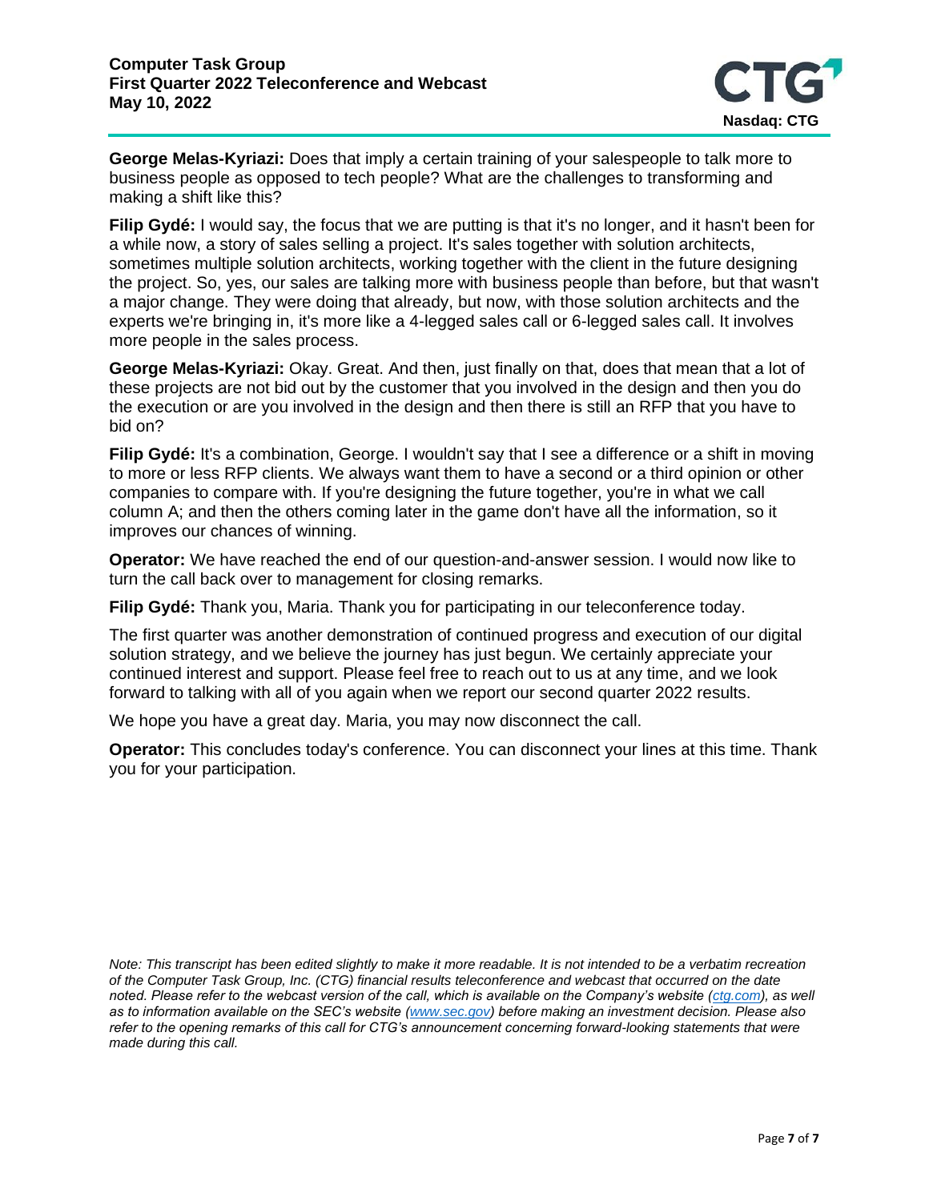**George Melas-Kyriazi:** Does that imply a certain training of your salespeople to talk more to business people as opposed to tech people? What are the challenges to transforming and making a shift like this?

**Filip Gydé:** I would say, the focus that we are putting is that it's no longer, and it hasn't been for a while now, a story of sales selling a project. It's sales together with solution architects, sometimes multiple solution architects, working together with the client in the future designing the project. So, yes, our sales are talking more with business people than before, but that wasn't a major change. They were doing that already, but now, with those solution architects and the experts we're bringing in, it's more like a 4-legged sales call or 6-legged sales call. It involves more people in the sales process.

**George Melas-Kyriazi:** Okay. Great. And then, just finally on that, does that mean that a lot of these projects are not bid out by the customer that you involved in the design and then you do the execution or are you involved in the design and then there is still an RFP that you have to bid on?

**Filip Gydé:** It's a combination, George. I wouldn't say that I see a difference or a shift in moving to more or less RFP clients. We always want them to have a second or a third opinion or other companies to compare with. If you're designing the future together, you're in what we call column A; and then the others coming later in the game don't have all the information, so it improves our chances of winning.

**Operator:** We have reached the end of our question-and-answer session. I would now like to turn the call back over to management for closing remarks.

**Filip Gydé:** Thank you, Maria. Thank you for participating in our teleconference today.

The first quarter was another demonstration of continued progress and execution of our digital solution strategy, and we believe the journey has just begun. We certainly appreciate your continued interest and support. Please feel free to reach out to us at any time, and we look forward to talking with all of you again when we report our second quarter 2022 results.

We hope you have a great day. Maria, you may now disconnect the call.

**Operator:** This concludes today's conference. You can disconnect your lines at this time. Thank you for your participation.

*Note: This transcript has been edited slightly to make it more readable. It is not intended to be a verbatim recreation of the Computer Task Group, Inc. (CTG) financial results teleconference and webcast that occurred on the date noted. Please refer to the webcast version of the call, which is available on the Company's website (ctg.com), as well as to information available on the SEC's website (www.sec.gov) before making an investment decision. Please also refer to the opening remarks of this call for CTG's announcement concerning forward-looking statements that were made during this call.*